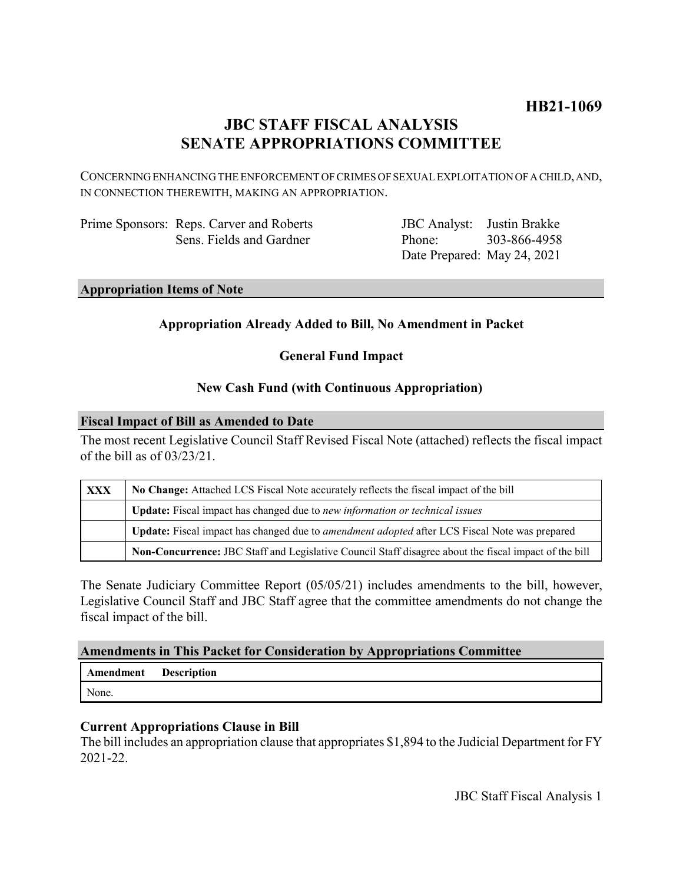**HB21-1069**

# JBC STAFF FISCAL ANALYSIS
# SENATE APPROPRIATIONS COMMITTEE

CONCERNING ENHANCING THE ENFORCEMENT OF CRIMES OF SEXUAL EXPLOITATION OF A CHILD, AND, IN CONNECTION THEREWITH, MAKING AN APPROPRIATION.

| | | | |
|---|---|---|---|
| Prime Sponsors: | Reps. Carver and Roberts | JBC Analyst: | Justin Brakke |
| | Sens. Fields and Gardner | Phone: | 303-866-4958 |
| | | Date Prepared: | May 24, 2021 |

## Appropriation Items of Note

**Appropriation Already Added to Bill, No Amendment in Packet**

**General Fund Impact**

**New Cash Fund (with Continuous Appropriation)**

## Fiscal Impact of Bill as Amended to Date

The most recent Legislative Council Staff Revised Fiscal Note (attached) reflects the fiscal impact of the bill as of 03/23/21.

| | |
|---|---|
| **XXX** | **No Change:** Attached LCS Fiscal Note accurately reflects the fiscal impact of the bill |
| | **Update:** Fiscal impact has changed due to *new information or technical issues* |
| | **Update:** Fiscal impact has changed due to *amendment adopted* after LCS Fiscal Note was prepared |
| | **Non-Concurrence:** JBC Staff and Legislative Council Staff disagree about the fiscal impact of the bill |

The Senate Judiciary Committee Report (05/05/21) includes amendments to the bill, however, Legislative Council Staff and JBC Staff agree that the committee amendments do not change the fiscal impact of the bill.

## Amendments in This Packet for Consideration by Appropriations Committee

| Amendment | Description |
|---|---|
| None. | |

### Current Appropriations Clause in Bill

The bill includes an appropriation clause that appropriates $1,894 to the Judicial Department for FY 2021-22.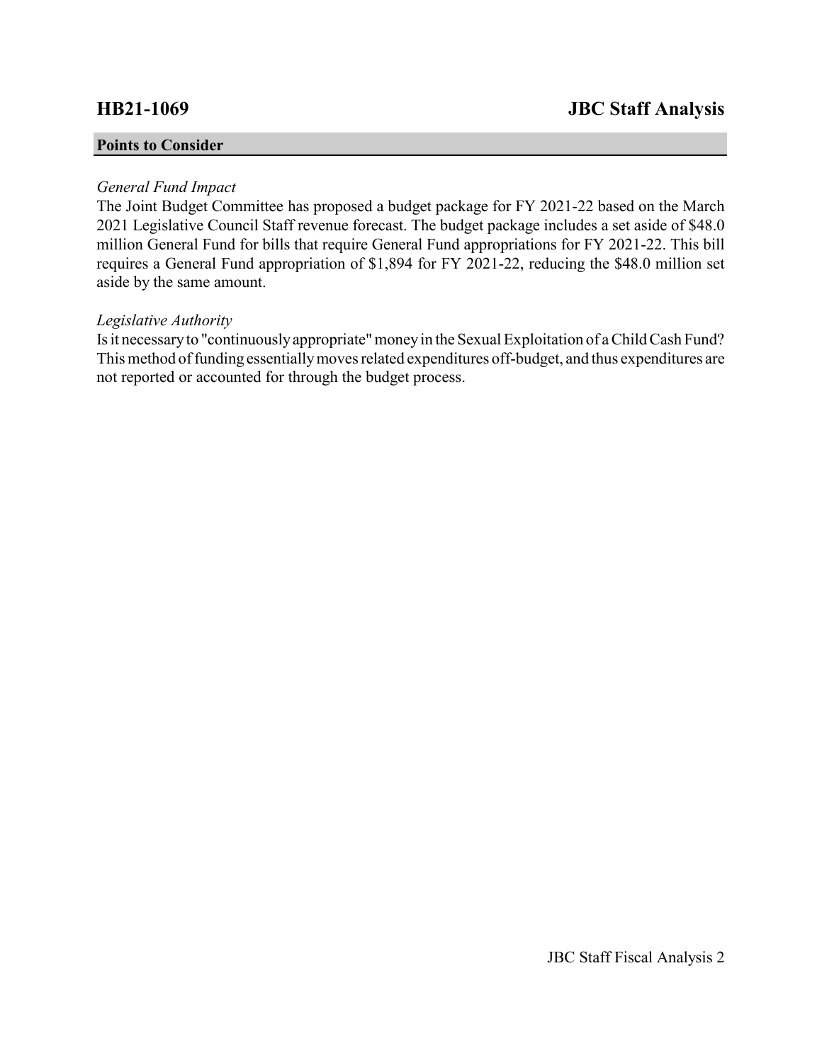## Points to Consider

*General Fund Impact*

The Joint Budget Committee has proposed a budget package for FY 2021-22 based on the March 2021 Legislative Council Staff revenue forecast. The budget package includes a set aside of $48.0 million General Fund for bills that require General Fund appropriations for FY 2021-22. This bill requires a General Fund appropriation of $1,894 for FY 2021-22, reducing the $48.0 million set aside by the same amount.

*Legislative Authority*

Is it necessary to "continuously appropriate" money in the Sexual Exploitation of a Child Cash Fund? This method of funding essentially moves related expenditures off-budget, and thus expenditures are not reported or accounted for through the budget process.